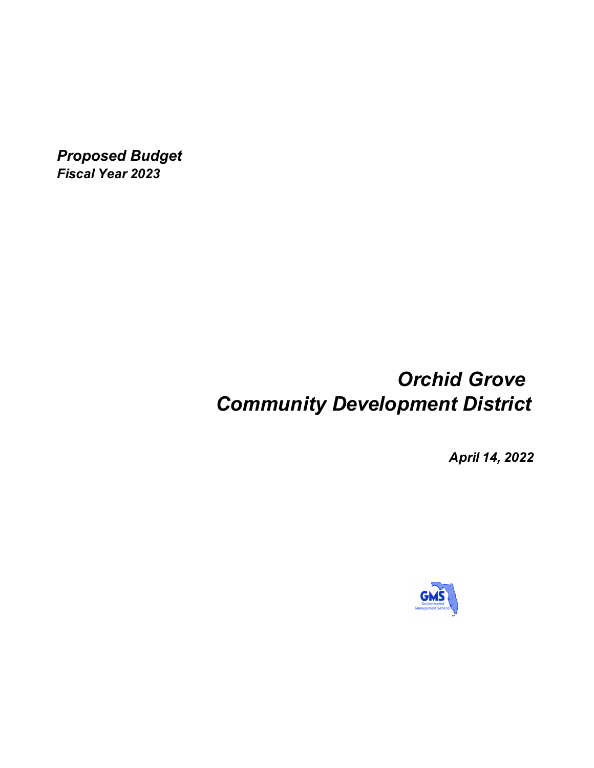*Proposed Budget*
*Fiscal Year 2023*

# *Orchid Grove Community Development District*

*April 14, 2022*

GMS Governmental Management Services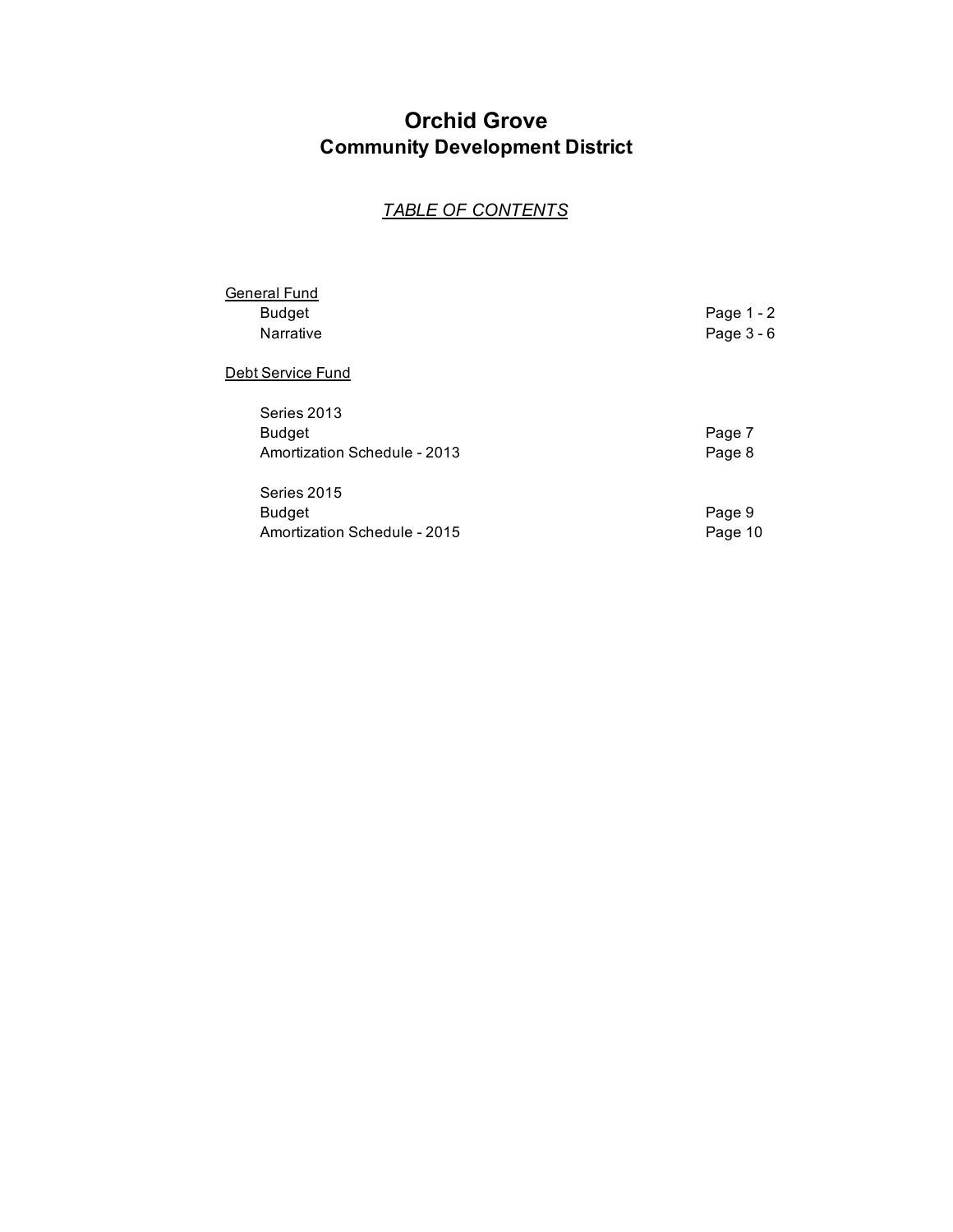# Orchid Grove
## Community Development District

*TABLE OF CONTENTS*

| | |
|---|---|
| General Fund | |
| Budget | Page 1 - 2 |
| Narrative | Page 3 - 6 |
| | |
| Debt Service Fund | |
| Series 2013 | |
| Budget | Page 7 |
| Amortization Schedule - 2013 | Page 8 |
| | |
| Series 2015 | |
| Budget | Page 9 |
| Amortization Schedule - 2015 | Page 10 |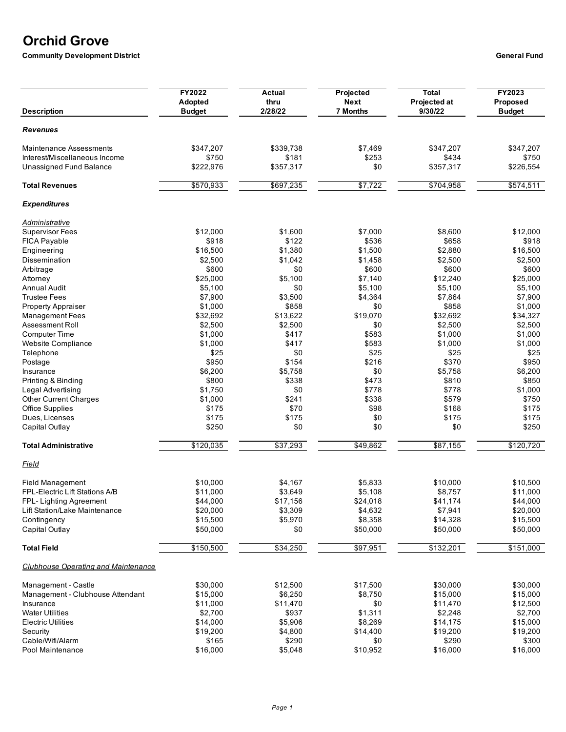# Orchid Grove

**Community Development District**

**General Fund**

| Description | FY2022 Adopted Budget | Actual thru 2/28/22 | Projected Next 7 Months | Total Projected at 9/30/22 | FY2023 Proposed Budget |
|---|---|---|---|---|---|
| ***Revenues*** | | | | | |
| Maintenance Assessments | $347,207 | $339,738 | $7,469 | $347,207 | $347,207 |
| Interest/Miscellaneous Income | $750 | $181 | $253 | $434 | $750 |
| Unassigned Fund Balance | $222,976 | $357,317 | $0 | $357,317 | $226,554 |
| **Total Revenues** | $570,933 | $697,235 | $7,722 | $704,958 | $574,511 |
| ***Expenditures*** | | | | | |
| *Administrative* | | | | | |
| Supervisor Fees | $12,000 | $1,600 | $7,000 | $8,600 | $12,000 |
| FICA Payable | $918 | $122 | $536 | $658 | $918 |
| Engineering | $16,500 | $1,380 | $1,500 | $2,880 | $16,500 |
| Dissemination | $2,500 | $1,042 | $1,458 | $2,500 | $2,500 |
| Arbitrage | $600 | $0 | $600 | $600 | $600 |
| Attorney | $25,000 | $5,100 | $7,140 | $12,240 | $25,000 |
| Annual Audit | $5,100 | $0 | $5,100 | $5,100 | $5,100 |
| Trustee Fees | $7,900 | $3,500 | $4,364 | $7,864 | $7,900 |
| Property Appraiser | $1,000 | $858 | $0 | $858 | $1,000 |
| Management Fees | $32,692 | $13,622 | $19,070 | $32,692 | $34,327 |
| Assessment Roll | $2,500 | $2,500 | $0 | $2,500 | $2,500 |
| Computer Time | $1,000 | $417 | $583 | $1,000 | $1,000 |
| Website Compliance | $1,000 | $417 | $583 | $1,000 | $1,000 |
| Telephone | $25 | $0 | $25 | $25 | $25 |
| Postage | $950 | $154 | $216 | $370 | $950 |
| Insurance | $6,200 | $5,758 | $0 | $5,758 | $6,200 |
| Printing & Binding | $800 | $338 | $473 | $810 | $850 |
| Legal Advertising | $1,750 | $0 | $778 | $778 | $1,000 |
| Other Current Charges | $1,000 | $241 | $338 | $579 | $750 |
| Office Supplies | $175 | $70 | $98 | $168 | $175 |
| Dues, Licenses | $175 | $175 | $0 | $175 | $175 |
| Capital Outlay | $250 | $0 | $0 | $0 | $250 |
| **Total Administrative** | $120,035 | $37,293 | $49,862 | $87,155 | $120,720 |
| *Field* | | | | | |
| Field Management | $10,000 | $4,167 | $5,833 | $10,000 | $10,500 |
| FPL-Electric Lift Stations A/B | $11,000 | $3,649 | $5,108 | $8,757 | $11,000 |
| FPL- Lighting Agreement | $44,000 | $17,156 | $24,018 | $41,174 | $44,000 |
| Lift Station/Lake Maintenance | $20,000 | $3,309 | $4,632 | $7,941 | $20,000 |
| Contingency | $15,500 | $5,970 | $8,358 | $14,328 | $15,500 |
| Capital Outlay | $50,000 | $0 | $50,000 | $50,000 | $50,000 |
| **Total Field** | $150,500 | $34,250 | $97,951 | $132,201 | $151,000 |
| *Clubhouse Operating and Maintenance* | | | | | |
| Management - Castle | $30,000 | $12,500 | $17,500 | $30,000 | $30,000 |
| Management - Clubhouse Attendant | $15,000 | $6,250 | $8,750 | $15,000 | $15,000 |
| Insurance | $11,000 | $11,470 | $0 | $11,470 | $12,500 |
| Water Utilities | $2,700 | $937 | $1,311 | $2,248 | $2,700 |
| Electric Utilities | $14,000 | $5,906 | $8,269 | $14,175 | $15,000 |
| Security | $19,200 | $4,800 | $14,400 | $19,200 | $19,200 |
| Cable/Wifi/Alarm | $165 | $290 | $0 | $290 | $300 |
| Pool Maintenance | $16,000 | $5,048 | $10,952 | $16,000 | $16,000 |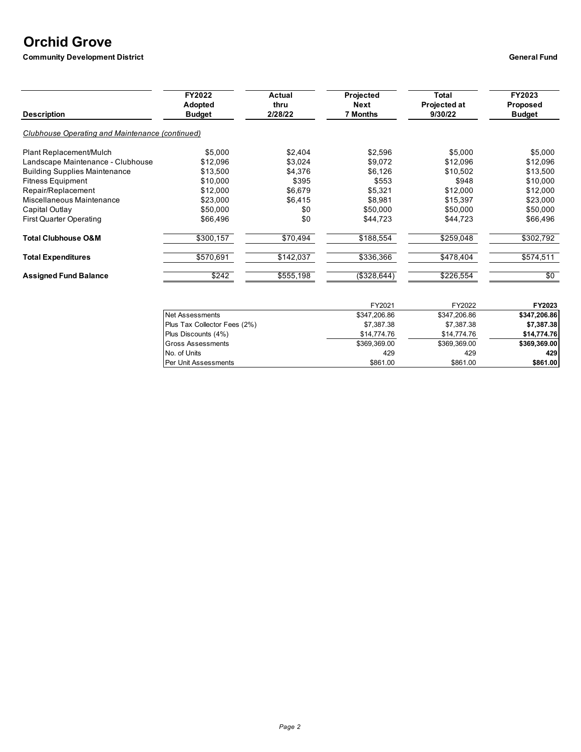# Orchid Grove

**Community Development District**

**General Fund**

| Description | FY2022 Adopted Budget | Actual thru 2/28/22 | Projected Next 7 Months | Total Projected at 9/30/22 | FY2023 Proposed Budget |
|---|---|---|---|---|---|
| *Clubhouse Operating and Maintenance (continued)* | | | | | |
| Plant Replacement/Mulch | $5,000 | $2,404 | $2,596 | $5,000 | $5,000 |
| Landscape Maintenance - Clubhouse | $12,096 | $3,024 | $9,072 | $12,096 | $12,096 |
| Building Supplies Maintenance | $13,500 | $4,376 | $6,126 | $10,502 | $13,500 |
| Fitness Equipment | $10,000 | $395 | $553 | $948 | $10,000 |
| Repair/Replacement | $12,000 | $6,679 | $5,321 | $12,000 | $12,000 |
| Miscellaneous Maintenance | $23,000 | $6,415 | $8,981 | $15,397 | $23,000 |
| Capital Outlay | $50,000 | $0 | $50,000 | $50,000 | $50,000 |
| First Quarter Operating | $66,496 | $0 | $44,723 | $44,723 | $66,496 |
| **Total Clubhouse O&M** | $300,157 | $70,494 | $188,554 | $259,048 | $302,792 |
| **Total Expenditures** | $570,691 | $142,037 | $336,366 | $478,404 | $574,511 |
| **Assigned Fund Balance** | $242 | $555,198 | ($328,644) | $226,554 | $0 |

| | FY2021 | FY2022 | **FY2023** |
|---|---|---|---|
| Net Assessments | $347,206.86 | $347,206.86 | **$347,206.86** |
| Plus Tax Collector Fees (2%) | $7,387.38 | $7,387.38 | **$7,387.38** |
| Plus Discounts (4%) | $14,774.76 | $14,774.76 | **$14,774.76** |
| Gross Assessments | $369,369.00 | $369,369.00 | **$369,369.00** |
| No. of Units | 429 | 429 | **429** |
| Per Unit Assessments | $861.00 | $861.00 | **$861.00** |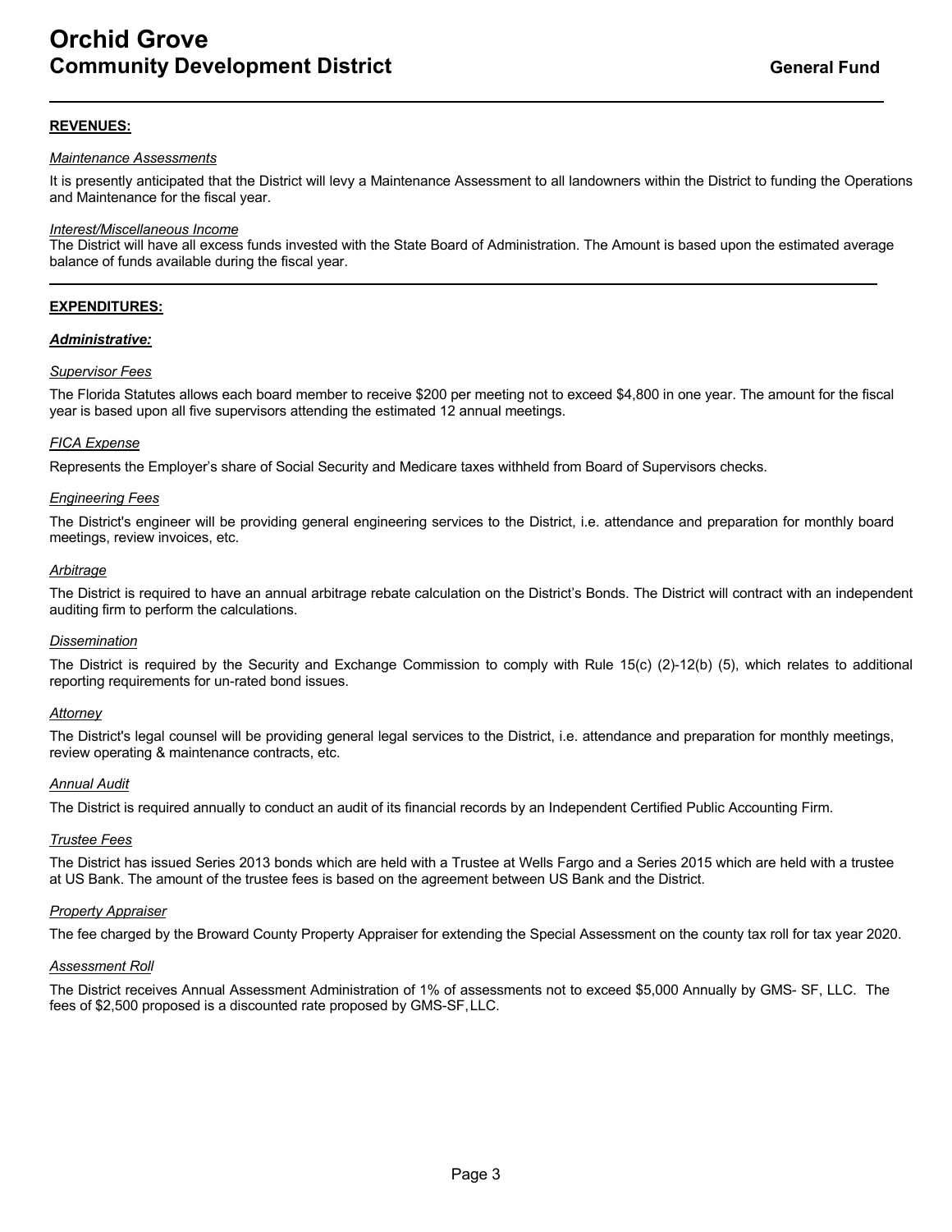# Orchid Grove
## Community Development District

**General Fund**

---

**REVENUES:**

*Maintenance Assessments*

It is presently anticipated that the District will levy a Maintenance Assessment to all landowners within the District to funding the Operations and Maintenance for the fiscal year.

*Interest/Miscellaneous Income*

The District will have all excess funds invested with the State Board of Administration. The Amount is based upon the estimated average balance of funds available during the fiscal year.

---

**EXPENDITURES:**

***Administrative:***

*Supervisor Fees*

The Florida Statutes allows each board member to receive $200 per meeting not to exceed $4,800 in one year. The amount for the fiscal year is based upon all five supervisors attending the estimated 12 annual meetings.

*FICA Expense*

Represents the Employer's share of Social Security and Medicare taxes withheld from Board of Supervisors checks.

*Engineering Fees*

The District's engineer will be providing general engineering services to the District, i.e. attendance and preparation for monthly board meetings, review invoices, etc.

*Arbitrage*

The District is required to have an annual arbitrage rebate calculation on the District's Bonds. The District will contract with an independent auditing firm to perform the calculations.

*Dissemination*

The District is required by the Security and Exchange Commission to comply with Rule 15(c) (2)-12(b) (5), which relates to additional reporting requirements for un-rated bond issues.

*Attorney*

The District's legal counsel will be providing general legal services to the District, i.e. attendance and preparation for monthly meetings, review operating & maintenance contracts, etc.

*Annual Audit*

The District is required annually to conduct an audit of its financial records by an Independent Certified Public Accounting Firm.

*Trustee Fees*

The District has issued Series 2013 bonds which are held with a Trustee at Wells Fargo and a Series 2015 which are held with a trustee at US Bank. The amount of the trustee fees is based on the agreement between US Bank and the District.

*Property Appraiser*

The fee charged by the Broward County Property Appraiser for extending the Special Assessment on the county tax roll for tax year 2020.

*Assessment Roll*

The District receives Annual Assessment Administration of 1% of assessments not to exceed $5,000 Annually by GMS- SF, LLC. The fees of $2,500 proposed is a discounted rate proposed by GMS-SF, LLC.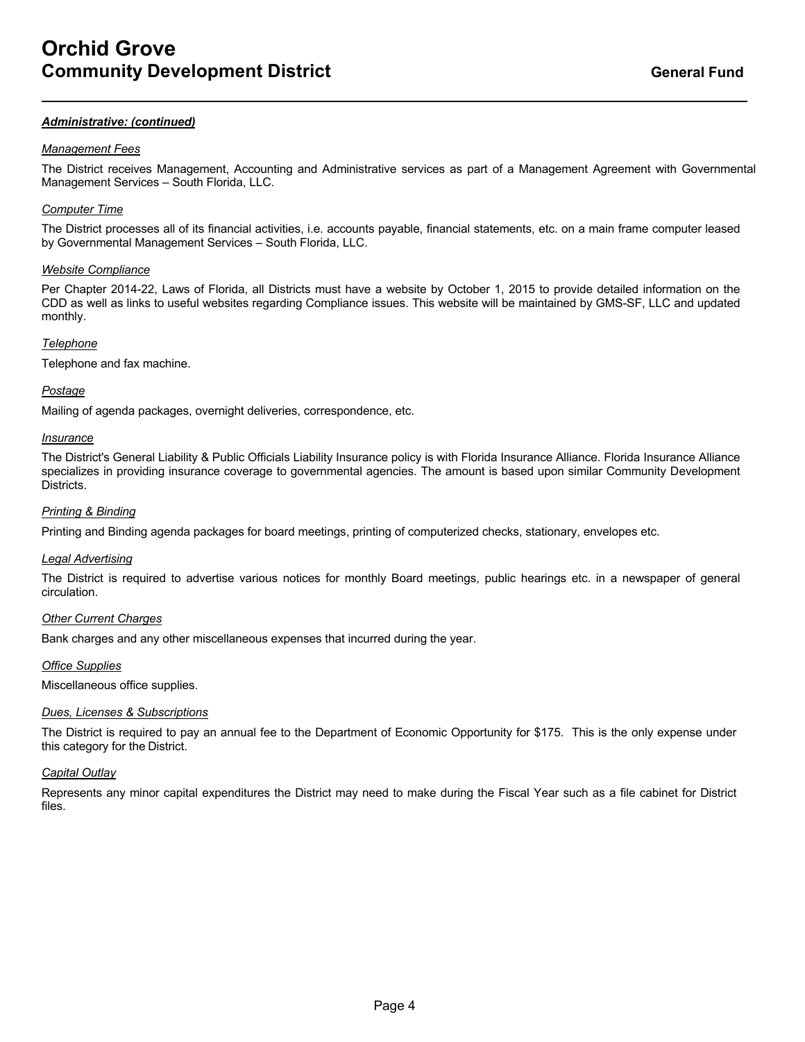# Orchid Grove
## Community Development District

**General Fund**

***Administrative: (continued)***

*Management Fees*

The District receives Management, Accounting and Administrative services as part of a Management Agreement with Governmental Management Services – South Florida, LLC.

*Computer Time*

The District processes all of its financial activities, i.e. accounts payable, financial statements, etc. on a main frame computer leased by Governmental Management Services – South Florida, LLC.

*Website Compliance*

Per Chapter 2014-22, Laws of Florida, all Districts must have a website by October 1, 2015 to provide detailed information on the CDD as well as links to useful websites regarding Compliance issues. This website will be maintained by GMS-SF, LLC and updated monthly.

*Telephone*

Telephone and fax machine.

*Postage*

Mailing of agenda packages, overnight deliveries, correspondence, etc.

*Insurance*

The District's General Liability & Public Officials Liability Insurance policy is with Florida Insurance Alliance. Florida Insurance Alliance specializes in providing insurance coverage to governmental agencies. The amount is based upon similar Community Development Districts.

*Printing & Binding*

Printing and Binding agenda packages for board meetings, printing of computerized checks, stationary, envelopes etc.

*Legal Advertising*

The District is required to advertise various notices for monthly Board meetings, public hearings etc. in a newspaper of general circulation.

*Other Current Charges*

Bank charges and any other miscellaneous expenses that incurred during the year.

*Office Supplies*

Miscellaneous office supplies.

*Dues, Licenses & Subscriptions*

The District is required to pay an annual fee to the Department of Economic Opportunity for $175. This is the only expense under this category for the District.

*Capital Outlay*

Represents any minor capital expenditures the District may need to make during the Fiscal Year such as a file cabinet for District files.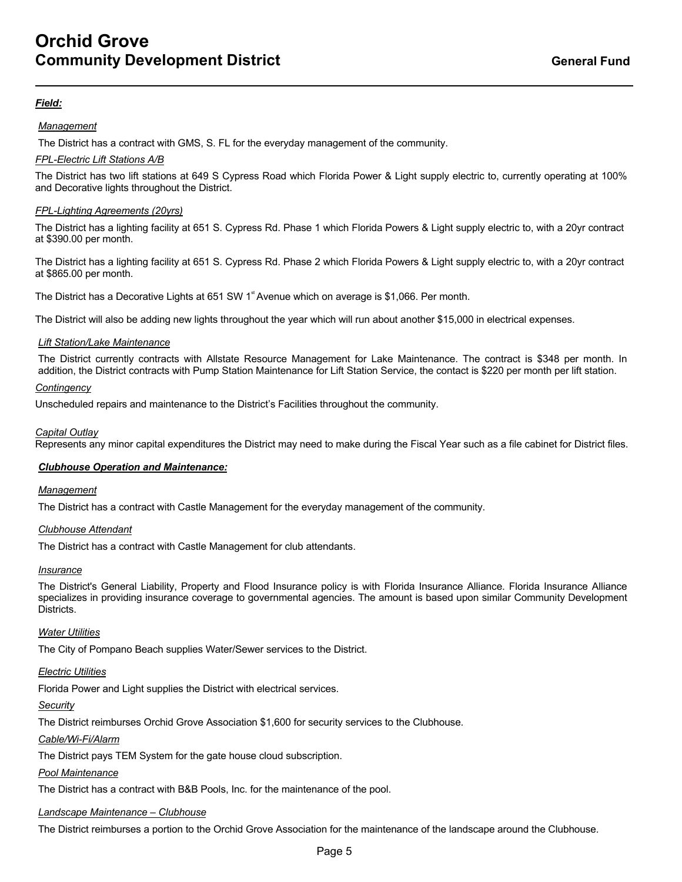# Orchid Grove
# Community Development District

**General Fund**

***Field:***

*Management*

The District has a contract with GMS, S. FL for the everyday management of the community.

*FPL-Electric Lift Stations A/B*

The District has two lift stations at 649 S Cypress Road which Florida Power & Light supply electric to, currently operating at 100% and Decorative lights throughout the District.

*FPL-Lighting Agreements (20yrs)*

The District has a lighting facility at 651 S. Cypress Rd. Phase 1 which Florida Powers & Light supply electric to, with a 20yr contract at $390.00 per month.

The District has a lighting facility at 651 S. Cypress Rd. Phase 2 which Florida Powers & Light supply electric to, with a 20yr contract at $865.00 per month.

The District has a Decorative Lights at 651 SW 1st Avenue which on average is $1,066. Per month.

The District will also be adding new lights throughout the year which will run about another $15,000 in electrical expenses.

*Lift Station/Lake Maintenance*

The District currently contracts with Allstate Resource Management for Lake Maintenance. The contract is $348 per month. In addition, the District contracts with Pump Station Maintenance for Lift Station Service, the contact is $220 per month per lift station.

*Contingency*

Unscheduled repairs and maintenance to the District's Facilities throughout the community.

*Capital Outlay*

Represents any minor capital expenditures the District may need to make during the Fiscal Year such as a file cabinet for District files.

***Clubhouse Operation and Maintenance:***

*Management*

The District has a contract with Castle Management for the everyday management of the community.

*Clubhouse Attendant*

The District has a contract with Castle Management for club attendants.

*Insurance*

The District's General Liability, Property and Flood Insurance policy is with Florida Insurance Alliance. Florida Insurance Alliance specializes in providing insurance coverage to governmental agencies. The amount is based upon similar Community Development Districts.

*Water Utilities*

The City of Pompano Beach supplies Water/Sewer services to the District.

*Electric Utilities*

Florida Power and Light supplies the District with electrical services.

*Security*

The District reimburses Orchid Grove Association $1,600 for security services to the Clubhouse.

*Cable/Wi-Fi/Alarm*

The District pays TEM System for the gate house cloud subscription.

*Pool Maintenance*

The District has a contract with B&B Pools, Inc. for the maintenance of the pool.

*Landscape Maintenance – Clubhouse*

The District reimburses a portion to the Orchid Grove Association for the maintenance of the landscape around the Clubhouse.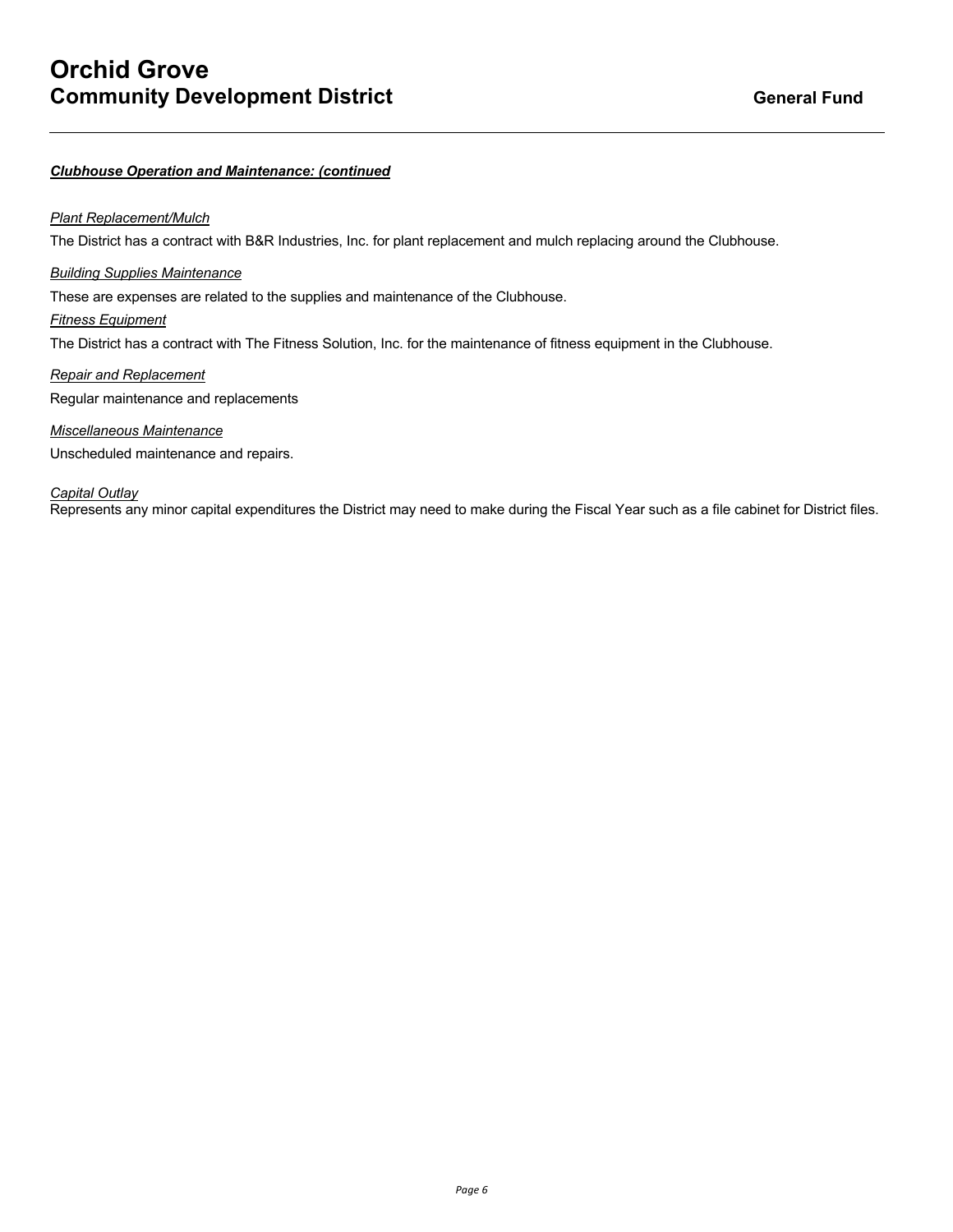# Orchid Grove
## Community Development District

**General Fund**

---

***Clubhouse Operation and Maintenance: (continued***

*Plant Replacement/Mulch*

The District has a contract with B&R Industries, Inc. for plant replacement and mulch replacing around the Clubhouse.

*Building Supplies Maintenance*

These are expenses are related to the supplies and maintenance of the Clubhouse.

*Fitness Equipment*

The District has a contract with The Fitness Solution, Inc. for the maintenance of fitness equipment in the Clubhouse.

*Repair and Replacement*

Regular maintenance and replacements

*Miscellaneous Maintenance*

Unscheduled maintenance and repairs.

*Capital Outlay*

Represents any minor capital expenditures the District may need to make during the Fiscal Year such as a file cabinet for District files.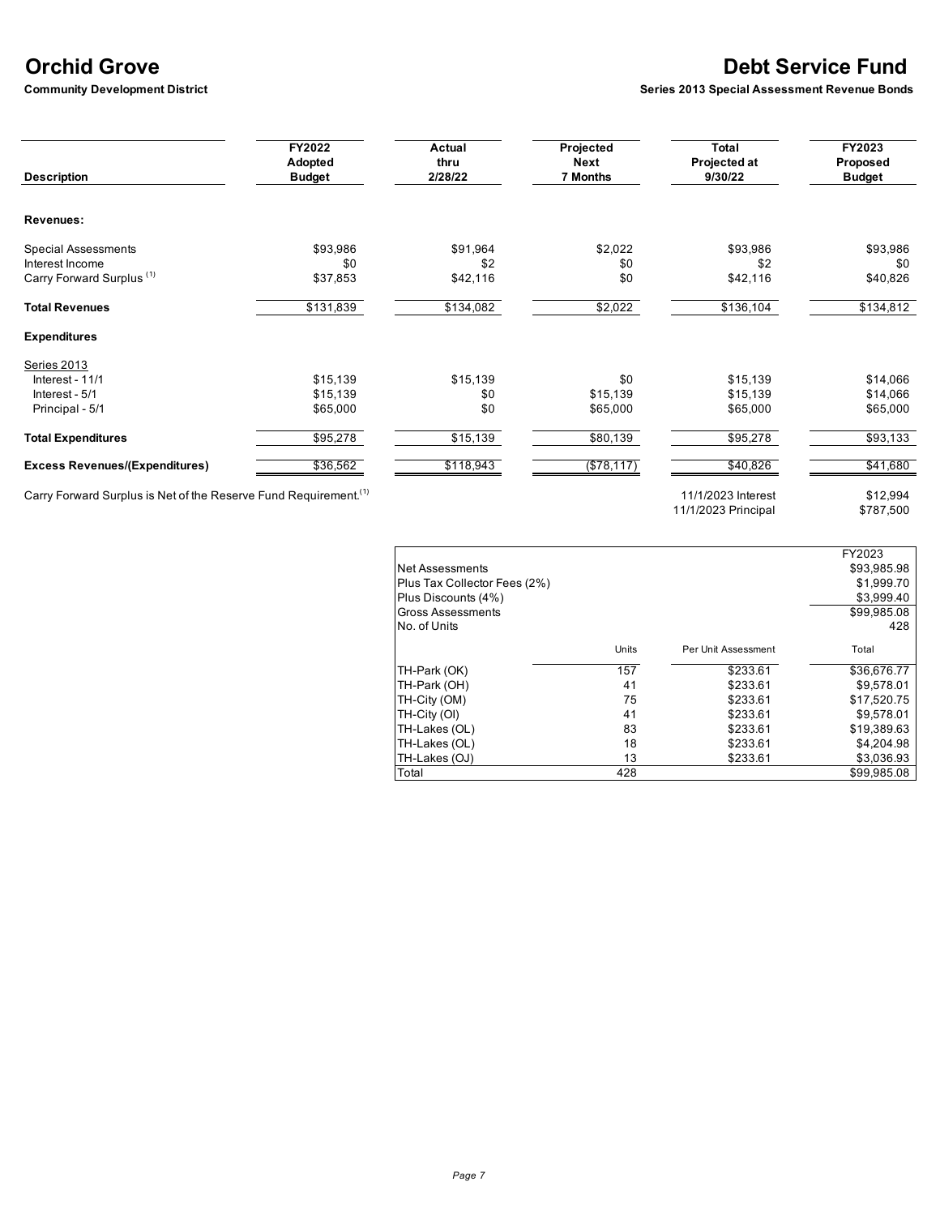# Orchid Grove

**Community Development District**

# Debt Service Fund

**Series 2013 Special Assessment Revenue Bonds**

| Description | FY2022 Adopted Budget | Actual thru 2/28/22 | Projected Next 7 Months | Total Projected at 9/30/22 | FY2023 Proposed Budget |
|---|---|---|---|---|---|
| **Revenues:** | | | | | |
| Special Assessments | $93,986 | $91,964 | $2,022 | $93,986 | $93,986 |
| Interest Income | $0 | $2 | $0 | $2 | $0 |
| Carry Forward Surplus [(1)] | $37,853 | $42,116 | $0 | $42,116 | $40,826 |
| **Total Revenues** | $131,839 | $134,082 | $2,022 | $136,104 | $134,812 |
| **Expenditures** | | | | | |
| Series 2013 | | | | | |
| Interest - 11/1 | $15,139 | $15,139 | $0 | $15,139 | $14,066 |
| Interest - 5/1 | $15,139 | $0 | $15,139 | $15,139 | $14,066 |
| Principal - 5/1 | $65,000 | $0 | $65,000 | $65,000 | $65,000 |
| **Total Expenditures** | $95,278 | $15,139 | $80,139 | $95,278 | $93,133 |
| **Excess Revenues/(Expenditures)** | $36,562 | $118,943 | ($78,117) | $40,826 | $41,680 |

Carry Forward Surplus is Net of the Reserve Fund Requirement.[(1)]

| | |
|---|---|
| 11/1/2023 Interest | $12,994 |
| 11/1/2023 Principal | $787,500 |

| | | | FY2023 |
|---|---|---|---|
| Net Assessments | | | $93,985.98 |
| Plus Tax Collector Fees (2%) | | | $1,999.70 |
| Plus Discounts (4%) | | | $3,999.40 |
| Gross Assessments | | | $99,985.08 |
| No. of Units | | | 428 |
| | Units | Per Unit Assessment | Total |
| TH-Park (OK) | 157 | $233.61 | $36,676.77 |
| TH-Park (OH) | 41 | $233.61 | $9,578.01 |
| TH-City (OM) | 75 | $233.61 | $17,520.75 |
| TH-City (OI) | 41 | $233.61 | $9,578.01 |
| TH-Lakes (OL) | 83 | $233.61 | $19,389.63 |
| TH-Lakes (OL) | 18 | $233.61 | $4,204.98 |
| TH-Lakes (OJ) | 13 | $233.61 | $3,036.93 |
| Total | 428 | | $99,985.08 |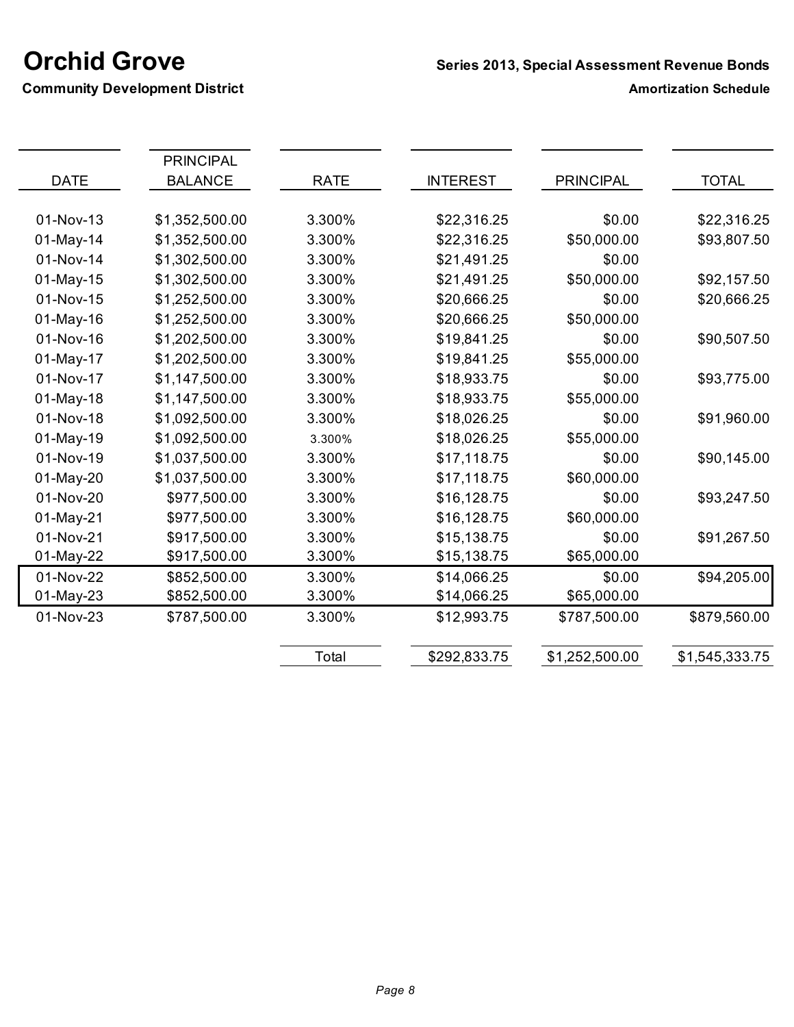# Orchid Grove

**Community Development District**

**Series 2013, Special Assessment Revenue Bonds**

**Amortization Schedule**

| DATE | PRINCIPAL BALANCE | RATE | INTEREST | PRINCIPAL | TOTAL |
|---|---|---|---|---|---|
| 01-Nov-13 | $1,352,500.00 | 3.300% | $22,316.25 | $0.00 | $22,316.25 |
| 01-May-14 | $1,352,500.00 | 3.300% | $22,316.25 | $50,000.00 | $93,807.50 |
| 01-Nov-14 | $1,302,500.00 | 3.300% | $21,491.25 | $0.00 | |
| 01-May-15 | $1,302,500.00 | 3.300% | $21,491.25 | $50,000.00 | $92,157.50 |
| 01-Nov-15 | $1,252,500.00 | 3.300% | $20,666.25 | $0.00 | $20,666.25 |
| 01-May-16 | $1,252,500.00 | 3.300% | $20,666.25 | $50,000.00 | |
| 01-Nov-16 | $1,202,500.00 | 3.300% | $19,841.25 | $0.00 | $90,507.50 |
| 01-May-17 | $1,202,500.00 | 3.300% | $19,841.25 | $55,000.00 | |
| 01-Nov-17 | $1,147,500.00 | 3.300% | $18,933.75 | $0.00 | $93,775.00 |
| 01-May-18 | $1,147,500.00 | 3.300% | $18,933.75 | $55,000.00 | |
| 01-Nov-18 | $1,092,500.00 | 3.300% | $18,026.25 | $0.00 | $91,960.00 |
| 01-May-19 | $1,092,500.00 | 3.300% | $18,026.25 | $55,000.00 | |
| 01-Nov-19 | $1,037,500.00 | 3.300% | $17,118.75 | $0.00 | $90,145.00 |
| 01-May-20 | $1,037,500.00 | 3.300% | $17,118.75 | $60,000.00 | |
| 01-Nov-20 | $977,500.00 | 3.300% | $16,128.75 | $0.00 | $93,247.50 |
| 01-May-21 | $977,500.00 | 3.300% | $16,128.75 | $60,000.00 | |
| 01-Nov-21 | $917,500.00 | 3.300% | $15,138.75 | $0.00 | $91,267.50 |
| 01-May-22 | $917,500.00 | 3.300% | $15,138.75 | $65,000.00 | |
| 01-Nov-22 | $852,500.00 | 3.300% | $14,066.25 | $0.00 | $94,205.00 |
| 01-May-23 | $852,500.00 | 3.300% | $14,066.25 | $65,000.00 | |
| 01-Nov-23 | $787,500.00 | 3.300% | $12,993.75 | $787,500.00 | $879,560.00 |
| | | Total | $292,833.75 | $1,252,500.00 | $1,545,333.75 |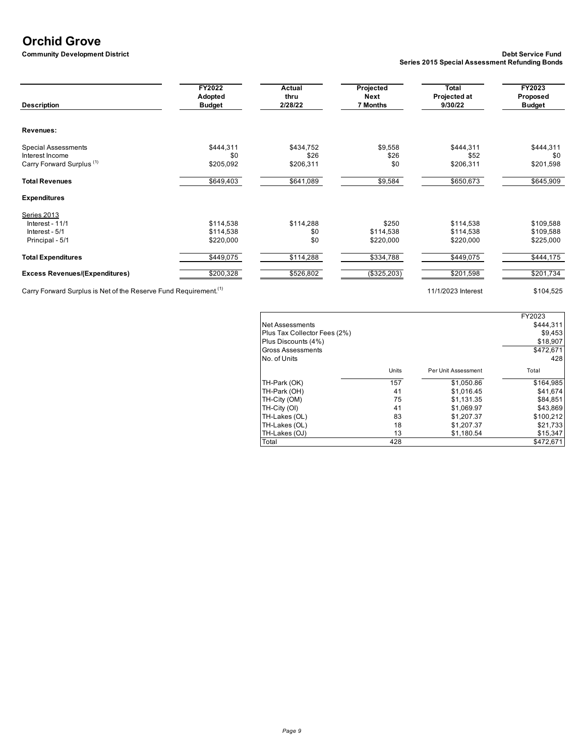# Orchid Grove

**Community Development District**

**Debt Service Fund**
**Series 2015 Special Assessment Refunding Bonds**

| Description | FY2022 Adopted Budget | Actual thru 2/28/22 | Projected Next 7 Months | Total Projected at 9/30/22 | FY2023 Proposed Budget |
|---|---|---|---|---|---|
| **Revenues:** | | | | | |
| Special Assessments | $444,311 | $434,752 | $9,558 | $444,311 | $444,311 |
| Interest Income | $0 | $26 | $26 | $52 | $0 |
| Carry Forward Surplus [(1)] | $205,092 | $206,311 | $0 | $206,311 | $201,598 |
| **Total Revenues** | $649,403 | $641,089 | $9,584 | $650,673 | $645,909 |
| **Expenditures** | | | | | |
| Series 2013 | | | | | |
| Interest - 11/1 | $114,538 | $114,288 | $250 | $114,538 | $109,588 |
| Interest - 5/1 | $114,538 | $0 | $114,538 | $114,538 | $109,588 |
| Principal - 5/1 | $220,000 | $0 | $220,000 | $220,000 | $225,000 |
| **Total Expenditures** | $449,075 | $114,288 | $334,788 | $449,075 | $444,175 |
| **Excess Revenues/(Expenditures)** | $200,328 | $526,802 | ($325,203) | $201,598 | $201,734 |

Carry Forward Surplus is Net of the Reserve Fund Requirement.[(1)]

11/1/2023 Interest: $104,525

| | | | FY2023 |
|---|---|---|---|
| Net Assessments | | | $444,311 |
| Plus Tax Collector Fees (2%) | | | $9,453 |
| Plus Discounts (4%) | | | $18,907 |
| Gross Assessments | | | $472,671 |
| No. of Units | | | 428 |
| | Units | Per Unit Assessment | Total |
| TH-Park (OK) | 157 | $1,050.86 | $164,985 |
| TH-Park (OH) | 41 | $1,016.45 | $41,674 |
| TH-City (OM) | 75 | $1,131.35 | $84,851 |
| TH-City (OI) | 41 | $1,069.97 | $43,869 |
| TH-Lakes (OL) | 83 | $1,207.37 | $100,212 |
| TH-Lakes (OL) | 18 | $1,207.37 | $21,733 |
| TH-Lakes (OJ) | 13 | $1,180.54 | $15,347 |
| Total | 428 | | $472,671 |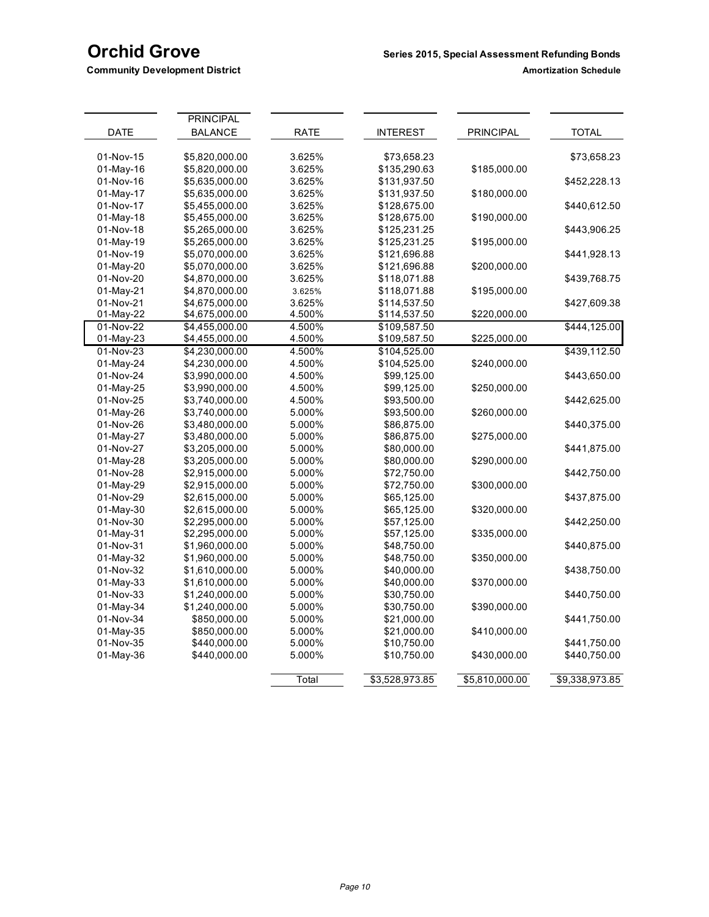# Orchid Grove

**Community Development District**

**Series 2015, Special Assessment Refunding Bonds**

**Amortization Schedule**

| DATE | PRINCIPAL BALANCE | RATE | INTEREST | PRINCIPAL | TOTAL |
|---|---|---|---|---|---|
| 01-Nov-15 | $5,820,000.00 | 3.625% | $73,658.23 | | $73,658.23 |
| 01-May-16 | $5,820,000.00 | 3.625% | $135,290.63 | $185,000.00 | |
| 01-Nov-16 | $5,635,000.00 | 3.625% | $131,937.50 | | $452,228.13 |
| 01-May-17 | $5,635,000.00 | 3.625% | $131,937.50 | $180,000.00 | |
| 01-Nov-17 | $5,455,000.00 | 3.625% | $128,675.00 | | $440,612.50 |
| 01-May-18 | $5,455,000.00 | 3.625% | $128,675.00 | $190,000.00 | |
| 01-Nov-18 | $5,265,000.00 | 3.625% | $125,231.25 | | $443,906.25 |
| 01-May-19 | $5,265,000.00 | 3.625% | $125,231.25 | $195,000.00 | |
| 01-Nov-19 | $5,070,000.00 | 3.625% | $121,696.88 | | $441,928.13 |
| 01-May-20 | $5,070,000.00 | 3.625% | $121,696.88 | $200,000.00 | |
| 01-Nov-20 | $4,870,000.00 | 3.625% | $118,071.88 | | $439,768.75 |
| 01-May-21 | $4,870,000.00 | 3.625% | $118,071.88 | $195,000.00 | |
| 01-Nov-21 | $4,675,000.00 | 3.625% | $114,537.50 | | $427,609.38 |
| 01-May-22 | $4,675,000.00 | 4.500% | $114,537.50 | $220,000.00 | |
| 01-Nov-22 | $4,455,000.00 | 4.500% | $109,587.50 | | $444,125.00 |
| 01-May-23 | $4,455,000.00 | 4.500% | $109,587.50 | $225,000.00 | |
| 01-Nov-23 | $4,230,000.00 | 4.500% | $104,525.00 | | $439,112.50 |
| 01-May-24 | $4,230,000.00 | 4.500% | $104,525.00 | $240,000.00 | |
| 01-Nov-24 | $3,990,000.00 | 4.500% | $99,125.00 | | $443,650.00 |
| 01-May-25 | $3,990,000.00 | 4.500% | $99,125.00 | $250,000.00 | |
| 01-Nov-25 | $3,740,000.00 | 4.500% | $93,500.00 | | $442,625.00 |
| 01-May-26 | $3,740,000.00 | 5.000% | $93,500.00 | $260,000.00 | |
| 01-Nov-26 | $3,480,000.00 | 5.000% | $86,875.00 | | $440,375.00 |
| 01-May-27 | $3,480,000.00 | 5.000% | $86,875.00 | $275,000.00 | |
| 01-Nov-27 | $3,205,000.00 | 5.000% | $80,000.00 | | $441,875.00 |
| 01-May-28 | $3,205,000.00 | 5.000% | $80,000.00 | $290,000.00 | |
| 01-Nov-28 | $2,915,000.00 | 5.000% | $72,750.00 | | $442,750.00 |
| 01-May-29 | $2,915,000.00 | 5.000% | $72,750.00 | $300,000.00 | |
| 01-Nov-29 | $2,615,000.00 | 5.000% | $65,125.00 | | $437,875.00 |
| 01-May-30 | $2,615,000.00 | 5.000% | $65,125.00 | $320,000.00 | |
| 01-Nov-30 | $2,295,000.00 | 5.000% | $57,125.00 | | $442,250.00 |
| 01-May-31 | $2,295,000.00 | 5.000% | $57,125.00 | $335,000.00 | |
| 01-Nov-31 | $1,960,000.00 | 5.000% | $48,750.00 | | $440,875.00 |
| 01-May-32 | $1,960,000.00 | 5.000% | $48,750.00 | $350,000.00 | |
| 01-Nov-32 | $1,610,000.00 | 5.000% | $40,000.00 | | $438,750.00 |
| 01-May-33 | $1,610,000.00 | 5.000% | $40,000.00 | $370,000.00 | |
| 01-Nov-33 | $1,240,000.00 | 5.000% | $30,750.00 | | $440,750.00 |
| 01-May-34 | $1,240,000.00 | 5.000% | $30,750.00 | $390,000.00 | |
| 01-Nov-34 | $850,000.00 | 5.000% | $21,000.00 | | $441,750.00 |
| 01-May-35 | $850,000.00 | 5.000% | $21,000.00 | $410,000.00 | |
| 01-Nov-35 | $440,000.00 | 5.000% | $10,750.00 | | $441,750.00 |
| 01-May-36 | $440,000.00 | 5.000% | $10,750.00 | $430,000.00 | $440,750.00 |
| | | Total | $3,528,973.85 | $5,810,000.00 | $9,338,973.85 |